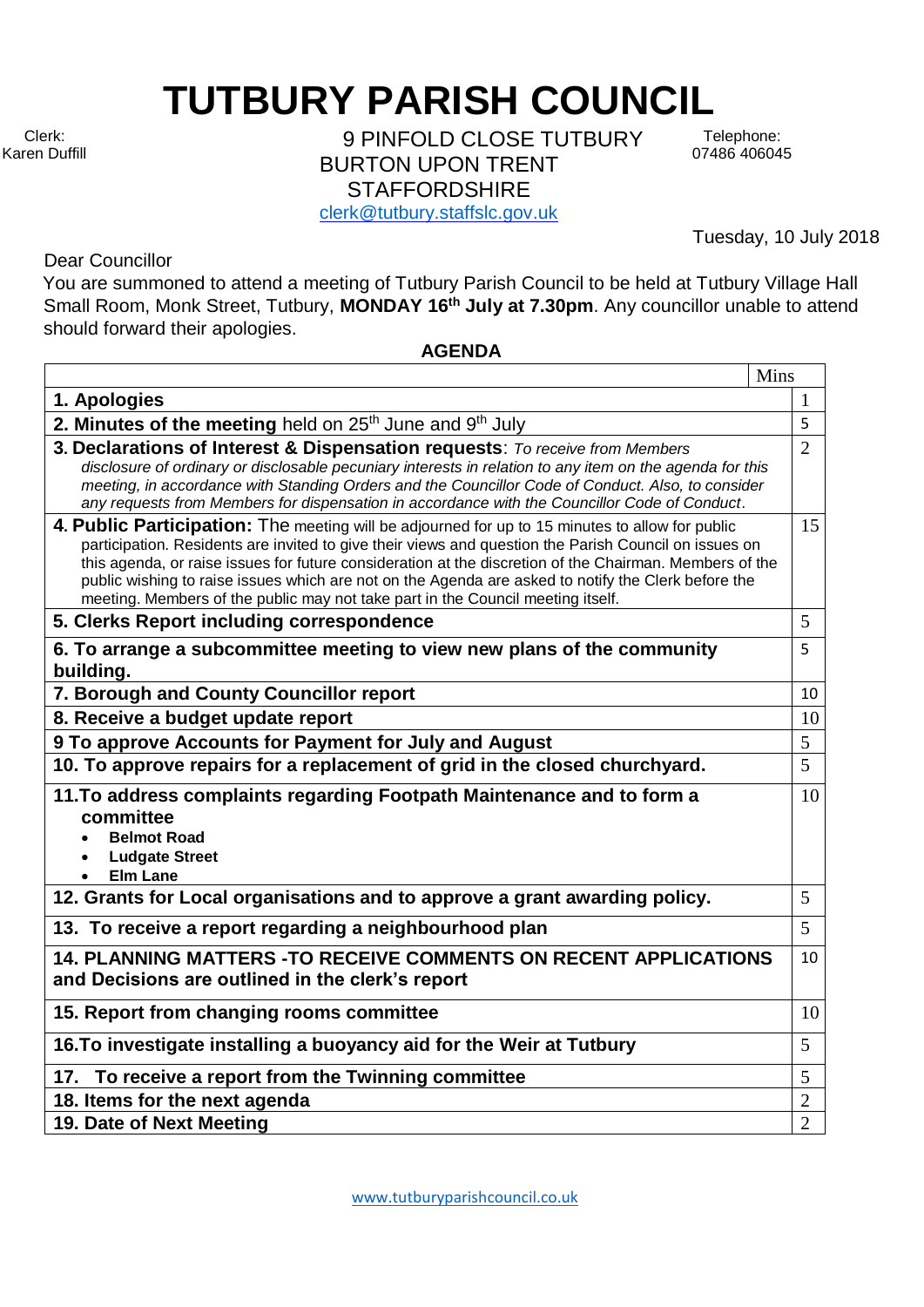# TUTBURY PARISH COUNCIL

Clerk:
Karen Duffill

9 PINFOLD CLOSE TUTBURY
BURTON UPON TRENT
STAFFORDSHIRE
clerk@tutbury.staffslc.gov.uk

Telephone:
07486 406045

Tuesday, 10 July 2018

Dear Councillor

You are summoned to attend a meeting of Tutbury Parish Council to be held at Tutbury Village Hall Small Room, Monk Street, Tutbury, **MONDAY 16th July at 7.30pm**. Any councillor unable to attend should forward their apologies.

**AGENDA**

| | Mins |
|---|---|
| **1. Apologies** | 1 |
| **2. Minutes of the meeting** held on 25th June and 9th July | 5 |
| **3. Declarations of Interest & Dispensation requests**: *To receive from Members disclosure of ordinary or disclosable pecuniary interests in relation to any item on the agenda for this meeting, in accordance with Standing Orders and the Councillor Code of Conduct. Also, to consider any requests from Members for dispensation in accordance with the Councillor Code of Conduct.* | 2 |
| **4. Public Participation:** The meeting will be adjourned for up to 15 minutes to allow for public participation. Residents are invited to give their views and question the Parish Council on issues on this agenda, or raise issues for future consideration at the discretion of the Chairman. Members of the public wishing to raise issues which are not on the Agenda are asked to notify the Clerk before the meeting. Members of the public may not take part in the Council meeting itself. | 15 |
| **5. Clerks Report including correspondence** | 5 |
| **6. To arrange a subcommittee meeting to view new plans of the community building.** | 5 |
| **7. Borough and County Councillor report** | 10 |
| **8. Receive a budget update report** | 10 |
| **9 To approve Accounts for Payment for July and August** | 5 |
| **10. To approve repairs for a replacement of grid in the closed churchyard.** | 5 |
| **11.To address complaints regarding Footpath Maintenance and to form a committee** <br> • **Belmot Road** <br> • **Ludgate Street** <br> • **Elm Lane** | 10 |
| **12. Grants for Local organisations and to approve a grant awarding policy.** | 5 |
| **13. To receive a report regarding a neighbourhood plan** | 5 |
| **14. PLANNING MATTERS -TO RECEIVE COMMENTS ON RECENT APPLICATIONS and Decisions are outlined in the clerk's report** | 10 |
| **15. Report from changing rooms committee** | 10 |
| **16.To investigate installing a buoyancy aid for the Weir at Tutbury** | 5 |
| **17. To receive a report from the Twinning committee** | 5 |
| **18. Items for the next agenda** | 2 |
| **19. Date of Next Meeting** | 2 |

www.tutburyparishcouncil.co.uk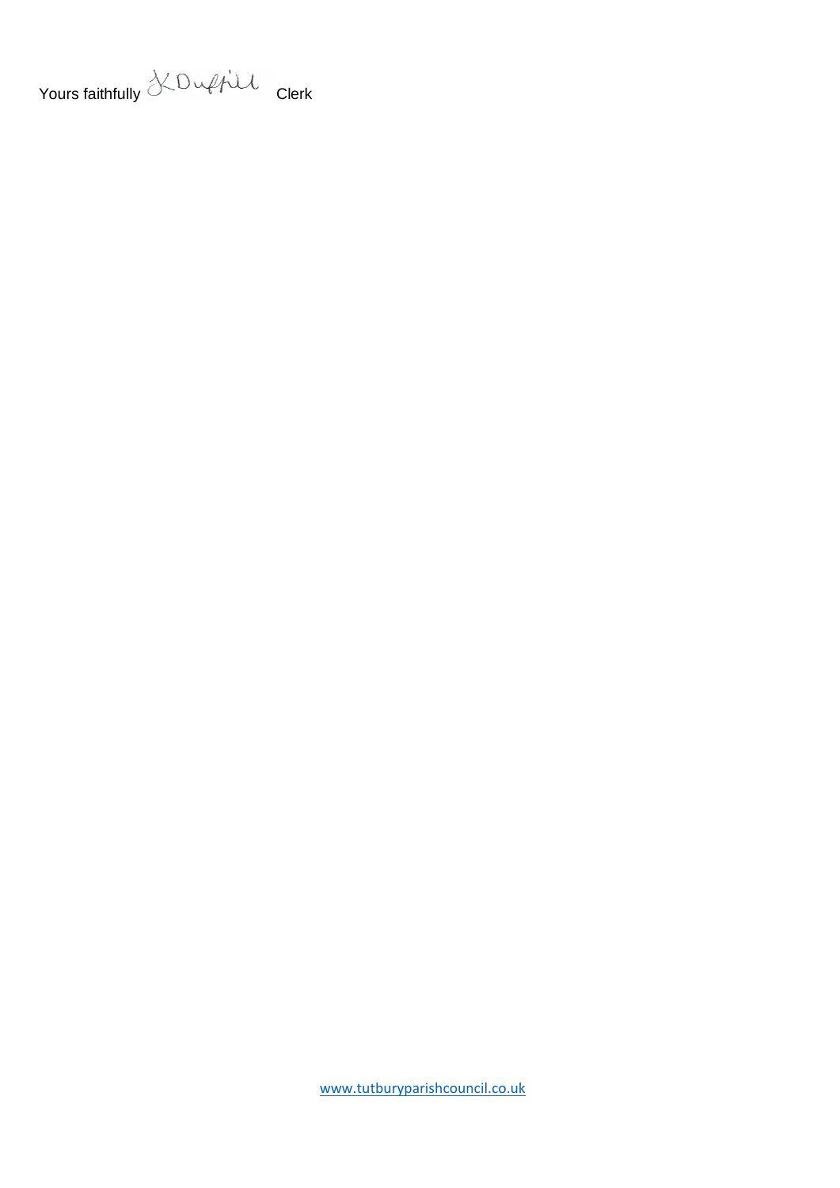Yours faithfully K Duffill Clerk

www.tutburyparishcouncil.co.uk